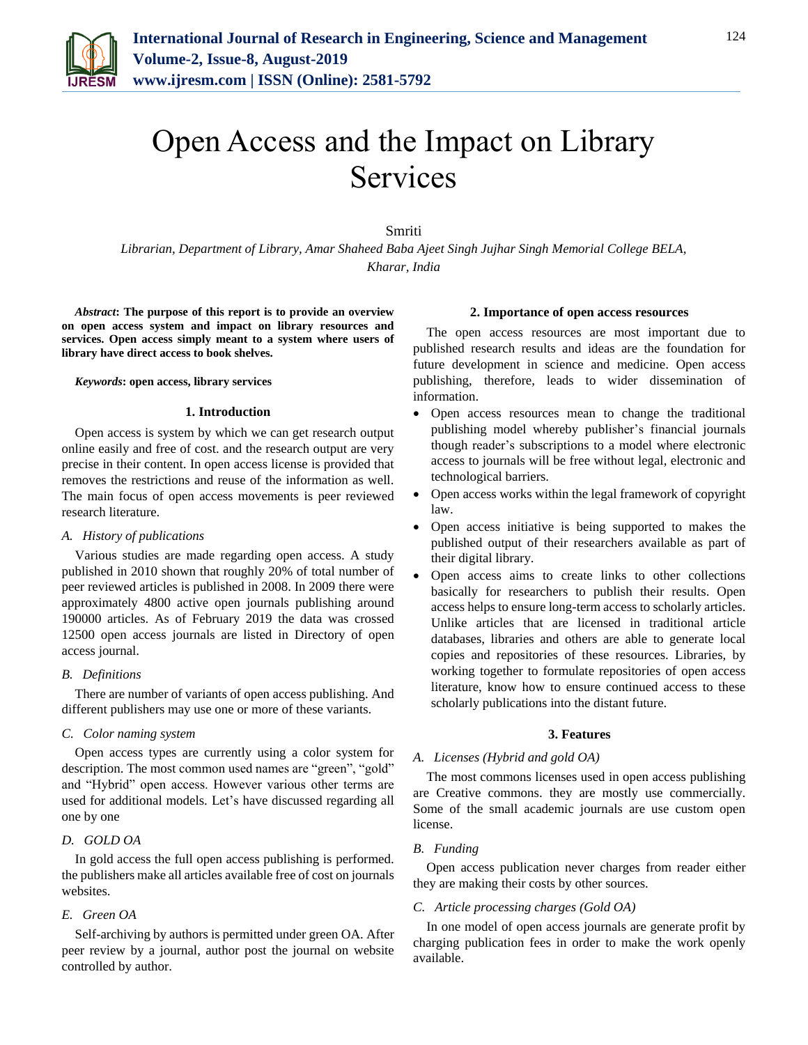# Open Access and the Impact on Library Services

Smriti

*Librarian, Department of Library, Amar Shaheed Baba Ajeet Singh Jujhar Singh Memorial College BELA, Kharar, India*

***Abstract*: The purpose of this report is to provide an overview on open access system and impact on library resources and services. Open access simply meant to a system where users of library have direct access to book shelves.**

***Keywords*: open access, library services**

## 1. Introduction

Open access is system by which we can get research output online easily and free of cost. and the research output are very precise in their content. In open access license is provided that removes the restrictions and reuse of the information as well. The main focus of open access movements is peer reviewed research literature.

### *A. History of publications*

Various studies are made regarding open access. A study published in 2010 shown that roughly 20% of total number of peer reviewed articles is published in 2008. In 2009 there were approximately 4800 active open journals publishing around 190000 articles. As of February 2019 the data was crossed 12500 open access journals are listed in Directory of open access journal.

### *B. Definitions*

There are number of variants of open access publishing. And different publishers may use one or more of these variants.

### *C. Color naming system*

Open access types are currently using a color system for description. The most common used names are "green", "gold" and "Hybrid" open access. However various other terms are used for additional models. Let's have discussed regarding all one by one

### *D. GOLD OA*

In gold access the full open access publishing is performed. the publishers make all articles available free of cost on journals websites.

### *E. Green OA*

Self-archiving by authors is permitted under green OA. After peer review by a journal, author post the journal on website controlled by author.

## 2. Importance of open access resources

The open access resources are most important due to published research results and ideas are the foundation for future development in science and medicine. Open access publishing, therefore, leads to wider dissemination of information.

- Open access resources mean to change the traditional publishing model whereby publisher's financial journals though reader's subscriptions to a model where electronic access to journals will be free without legal, electronic and technological barriers.
- Open access works within the legal framework of copyright law.
- Open access initiative is being supported to makes the published output of their researchers available as part of their digital library.
- Open access aims to create links to other collections basically for researchers to publish their results. Open access helps to ensure long-term access to scholarly articles. Unlike articles that are licensed in traditional article databases, libraries and others are able to generate local copies and repositories of these resources. Libraries, by working together to formulate repositories of open access literature, know how to ensure continued access to these scholarly publications into the distant future.

## 3. Features

### *A. Licenses (Hybrid and gold OA)*

The most commons licenses used in open access publishing are Creative commons. they are mostly use commercially. Some of the small academic journals are use custom open license.

### *B. Funding*

Open access publication never charges from reader either they are making their costs by other sources.

### *C. Article processing charges (Gold OA)*

In one model of open access journals are generate profit by charging publication fees in order to make the work openly available.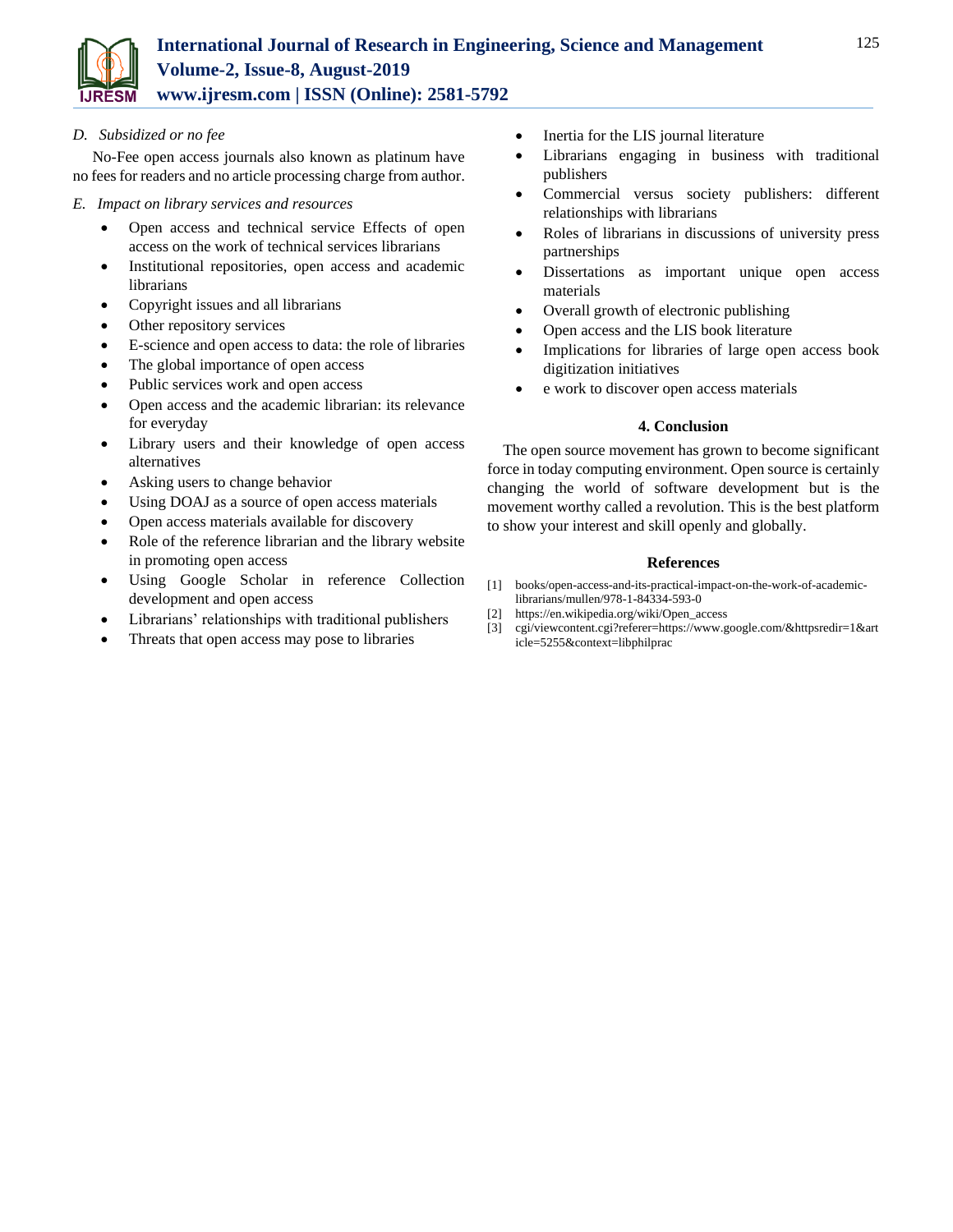*D. Subsidized or no fee*

No-Fee open access journals also known as platinum have no fees for readers and no article processing charge from author.

*E. Impact on library services and resources*

- Open access and technical service Effects of open access on the work of technical services librarians
- Institutional repositories, open access and academic librarians
- Copyright issues and all librarians
- Other repository services
- E-science and open access to data: the role of libraries
- The global importance of open access
- Public services work and open access
- Open access and the academic librarian: its relevance for everyday
- Library users and their knowledge of open access alternatives
- Asking users to change behavior
- Using DOAJ as a source of open access materials
- Open access materials available for discovery
- Role of the reference librarian and the library website in promoting open access
- Using Google Scholar in reference Collection development and open access
- Librarians' relationships with traditional publishers
- Threats that open access may pose to libraries
- Inertia for the LIS journal literature
- Librarians engaging in business with traditional publishers
- Commercial versus society publishers: different relationships with librarians
- Roles of librarians in discussions of university press partnerships
- Dissertations as important unique open access materials
- Overall growth of electronic publishing
- Open access and the LIS book literature
- Implications for libraries of large open access book digitization initiatives
- e work to discover open access materials

## 4. Conclusion

The open source movement has grown to become significant force in today computing environment. Open source is certainly changing the world of software development but is the movement worthy called a revolution. This is the best platform to show your interest and skill openly and globally.

## References

[1] books/open-access-and-its-practical-impact-on-the-work-of-academic-librarians/mullen/978-1-84334-593-0
[2] https://en.wikipedia.org/wiki/Open_access
[3] cgi/viewcontent.cgi?referer=https://www.google.com/&httpsredir=1&article=5255&context=libphilprac